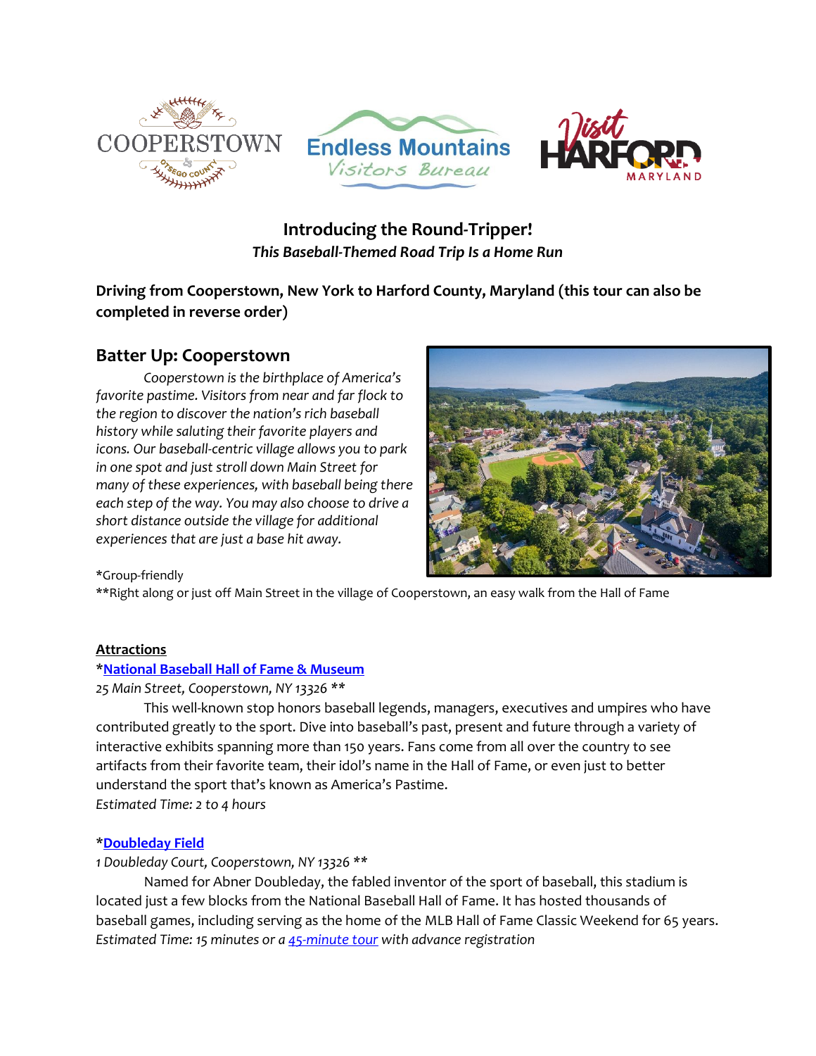# Introducing the Round-Tripper!

*This Baseball-Themed Road Trip Is a Home Run*

**Driving from Cooperstown, New York to Harford County, Maryland (this tour can also be completed in reverse order)**

## Batter Up: Cooperstown

*Cooperstown is the birthplace of America's favorite pastime. Visitors from near and far flock to the region to discover the nation's rich baseball history while saluting their favorite players and icons. Our baseball-centric village allows you to park in one spot and just stroll down Main Street for many of these experiences, with baseball being there each step of the way. You may also choose to drive a short distance outside the village for additional experiences that are just a base hit away.*

*Group-friendly

**Right along or just off Main Street in the village of Cooperstown, an easy walk from the Hall of Fame

### Attractions

***National Baseball Hall of Fame & Museum**

*25 Main Street, Cooperstown, NY 13326 ***

This well-known stop honors baseball legends, managers, executives and umpires who have contributed greatly to the sport. Dive into baseball's past, present and future through a variety of interactive exhibits spanning more than 150 years. Fans come from all over the country to see artifacts from their favorite team, their idol's name in the Hall of Fame, or even just to better understand the sport that's known as America's Pastime.

*Estimated Time: 2 to 4 hours*

***Doubleday Field**

*1 Doubleday Court, Cooperstown, NY 13326 ***

Named for Abner Doubleday, the fabled inventor of the sport of baseball, this stadium is located just a few blocks from the National Baseball Hall of Fame. It has hosted thousands of baseball games, including serving as the home of the MLB Hall of Fame Classic Weekend for 65 years.

*Estimated Time: 15 minutes or a 45-minute tour with advance registration*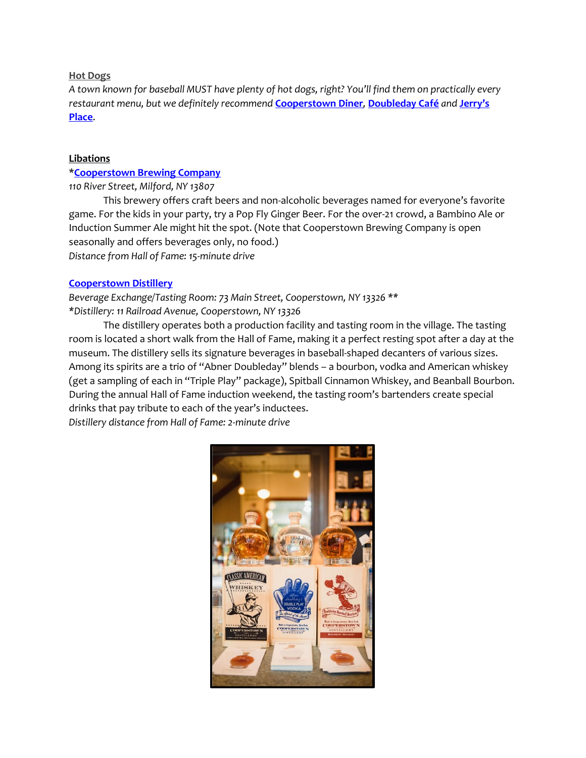**Hot Dogs**

*A town known for baseball MUST have plenty of hot dogs, right? You'll find them on practically every restaurant menu, but we definitely recommend* **Cooperstown Diner**, **Doubleday Café** *and* **Jerry's Place**.

**Libations**

*__Cooperstown Brewing Company__

*110 River Street, Milford, NY 13807*

This brewery offers craft beers and non-alcoholic beverages named for everyone's favorite game. For the kids in your party, try a Pop Fly Ginger Beer. For the over-21 crowd, a Bambino Ale or Induction Summer Ale might hit the spot. (Note that Cooperstown Brewing Company is open seasonally and offers beverages only, no food.)

*Distance from Hall of Fame: 15-minute drive*

**Cooperstown Distillery**

*Beverage Exchange/Tasting Room: 73 Main Street, Cooperstown, NY 13326 \*\**

*\*Distillery: 11 Railroad Avenue, Cooperstown, NY 13326*

The distillery operates both a production facility and tasting room in the village. The tasting room is located a short walk from the Hall of Fame, making it a perfect resting spot after a day at the museum. The distillery sells its signature beverages in baseball-shaped decanters of various sizes. Among its spirits are a trio of "Abner Doubleday" blends – a bourbon, vodka and American whiskey (get a sampling of each in "Triple Play" package), Spitball Cinnamon Whiskey, and Beanball Bourbon. During the annual Hall of Fame induction weekend, the tasting room's bartenders create special drinks that pay tribute to each of the year's inductees.

*Distillery distance from Hall of Fame: 2-minute drive*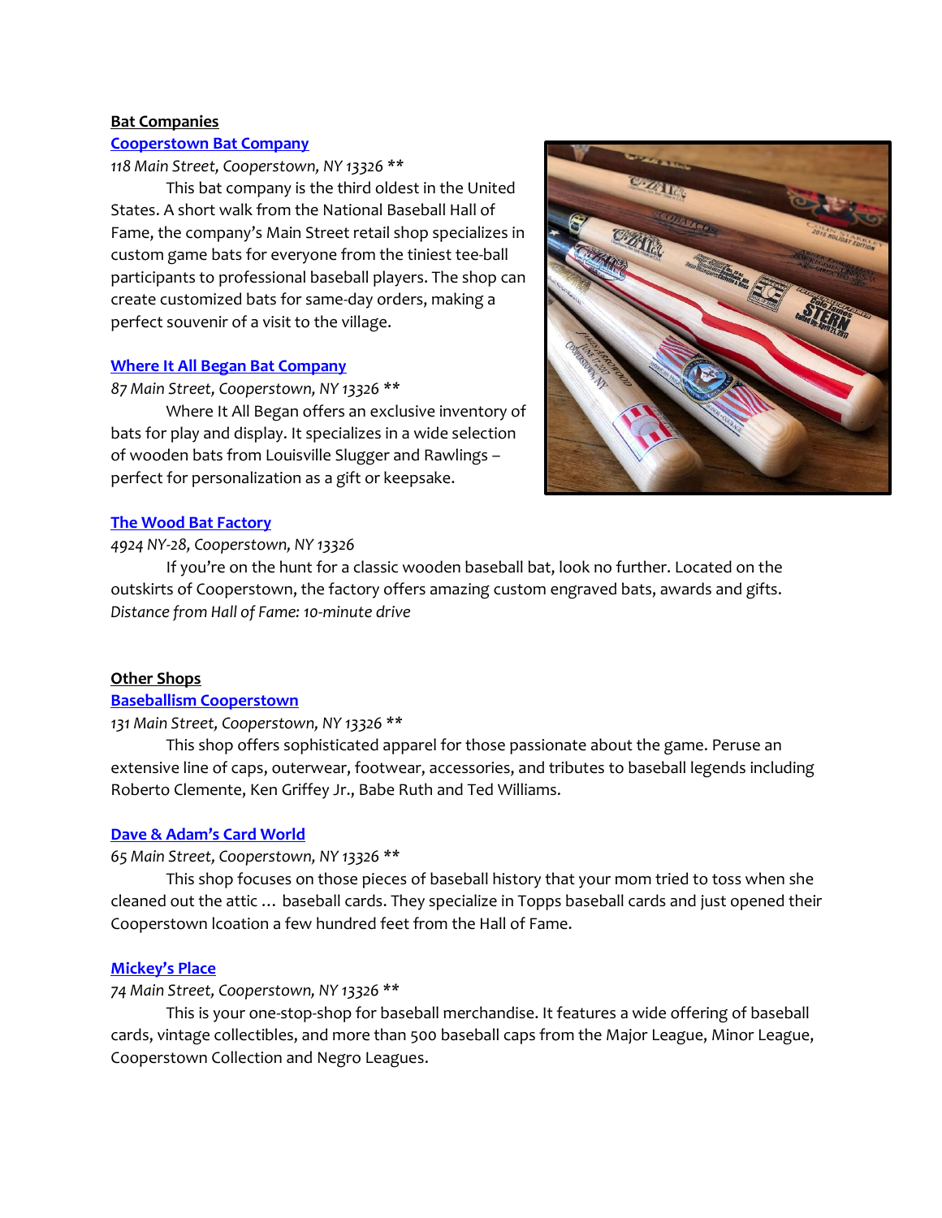**Bat Companies**

**Cooperstown Bat Company**

*118 Main Street, Cooperstown, NY 13326 ***

This bat company is the third oldest in the United States. A short walk from the National Baseball Hall of Fame, the company's Main Street retail shop specializes in custom game bats for everyone from the tiniest tee-ball participants to professional baseball players. The shop can create customized bats for same-day orders, making a perfect souvenir of a visit to the village.

**Where It All Began Bat Company**

*87 Main Street, Cooperstown, NY 13326 ***

Where It All Began offers an exclusive inventory of bats for play and display. It specializes in a wide selection of wooden bats from Louisville Slugger and Rawlings – perfect for personalization as a gift or keepsake.

**The Wood Bat Factory**

*4924 NY-28, Cooperstown, NY 13326*

If you're on the hunt for a classic wooden baseball bat, look no further. Located on the outskirts of Cooperstown, the factory offers amazing custom engraved bats, awards and gifts.
*Distance from Hall of Fame: 10-minute drive*

**Other Shops**

**Baseballism Cooperstown**

*131 Main Street, Cooperstown, NY 13326 ***

This shop offers sophisticated apparel for those passionate about the game. Peruse an extensive line of caps, outerwear, footwear, accessories, and tributes to baseball legends including Roberto Clemente, Ken Griffey Jr., Babe Ruth and Ted Williams.

**Dave & Adam's Card World**

*65 Main Street, Cooperstown, NY 13326 ***

This shop focuses on those pieces of baseball history that your mom tried to toss when she cleaned out the attic … baseball cards. They specialize in Topps baseball cards and just opened their Cooperstown lcoation a few hundred feet from the Hall of Fame.

**Mickey's Place**

*74 Main Street, Cooperstown, NY 13326 ***

This is your one-stop-shop for baseball merchandise. It features a wide offering of baseball cards, vintage collectibles, and more than 500 baseball caps from the Major League, Minor League, Cooperstown Collection and Negro Leagues.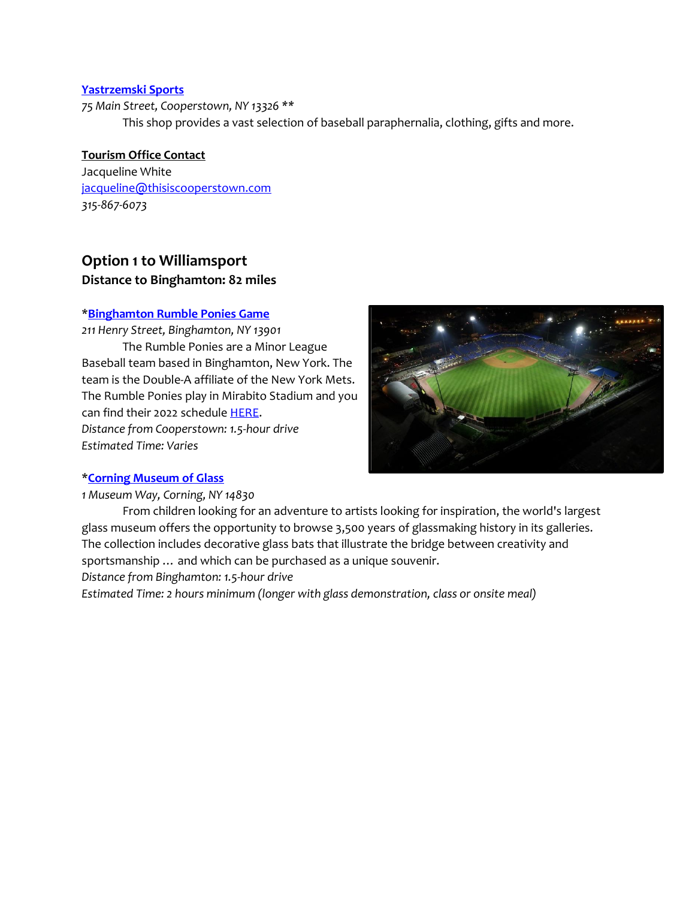**[Yastrzemski Sports](#)**

*75 Main Street, Cooperstown, NY 13326 ***

This shop provides a vast selection of baseball paraphernalia, clothing, gifts and more.

**Tourism Office Contact**

Jacqueline White

[jacqueline@thisiscooperstown.com](mailto:jacqueline@thisiscooperstown.com)

*315-867-6073*

## Option 1 to Williamsport

### Distance to Binghamton: 82 miles

*[**Binghamton Rumble Ponies Game**](#)

*211 Henry Street, Binghamton, NY 13901*

The Rumble Ponies are a Minor League Baseball team based in Binghamton, New York. The team is the Double-A affiliate of the New York Mets. The Rumble Ponies play in Mirabito Stadium and you can find their 2022 schedule [HERE](#).

*Distance from Cooperstown: 1.5-hour drive*

*Estimated Time: Varies*

*[**Corning Museum of Glass**](#)

*1 Museum Way, Corning, NY 14830*

From children looking for an adventure to artists looking for inspiration, the world's largest glass museum offers the opportunity to browse 3,500 years of glassmaking history in its galleries. The collection includes decorative glass bats that illustrate the bridge between creativity and sportsmanship … and which can be purchased as a unique souvenir.

*Distance from Binghamton: 1.5-hour drive*

*Estimated Time: 2 hours minimum (longer with glass demonstration, class or onsite meal)*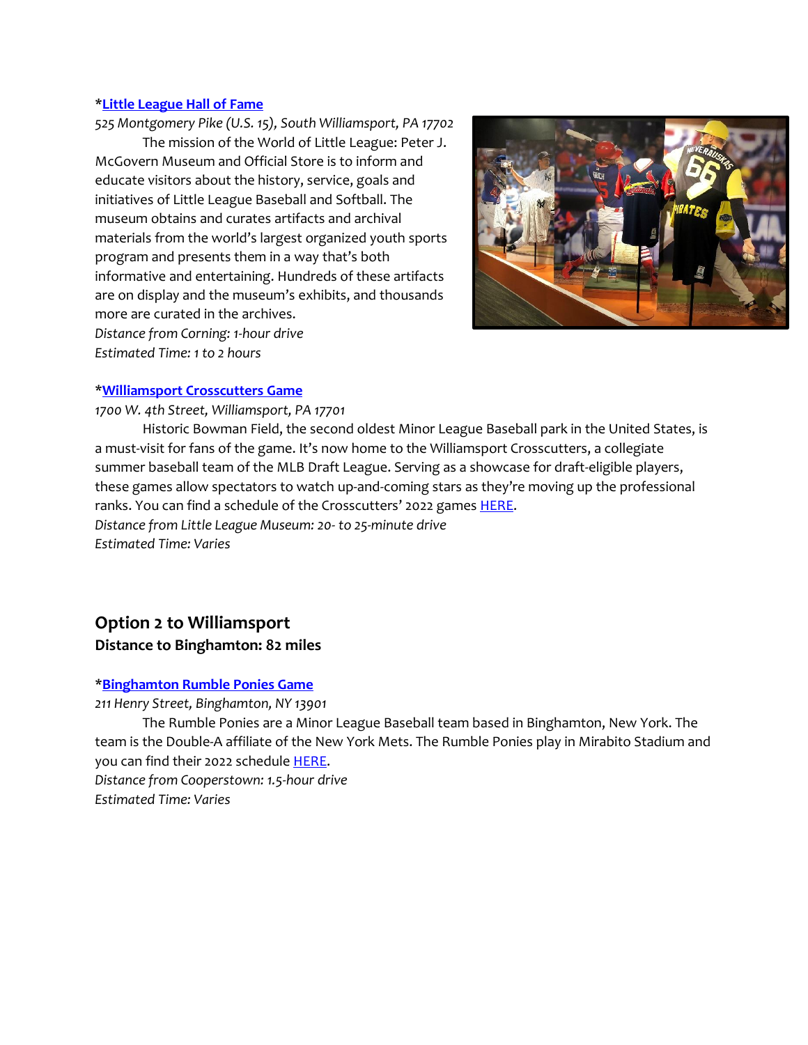***[Little League Hall of Fame](#)**

*525 Montgomery Pike (U.S. 15), South Williamsport, PA 17702*

The mission of the World of Little League: Peter J. McGovern Museum and Official Store is to inform and educate visitors about the history, service, goals and initiatives of Little League Baseball and Softball. The museum obtains and curates artifacts and archival materials from the world's largest organized youth sports program and presents them in a way that's both informative and entertaining. Hundreds of these artifacts are on display and the museum's exhibits, and thousands more are curated in the archives.

*Distance from Corning: 1-hour drive*

*Estimated Time: 1 to 2 hours*

***[Williamsport Crosscutters Game](#)**

*1700 W. 4th Street, Williamsport, PA 17701*

Historic Bowman Field, the second oldest Minor League Baseball park in the United States, is a must-visit for fans of the game. It's now home to the Williamsport Crosscutters, a collegiate summer baseball team of the MLB Draft League. Serving as a showcase for draft-eligible players, these games allow spectators to watch up-and-coming stars as they're moving up the professional ranks. You can find a schedule of the Crosscutters' 2022 games [HERE](#).

*Distance from Little League Museum: 20- to 25-minute drive*

*Estimated Time: Varies*

## Option 2 to Williamsport

**Distance to Binghamton: 82 miles**

***[Binghamton Rumble Ponies Game](#)**

*211 Henry Street, Binghamton, NY 13901*

The Rumble Ponies are a Minor League Baseball team based in Binghamton, New York. The team is the Double-A affiliate of the New York Mets. The Rumble Ponies play in Mirabito Stadium and you can find their 2022 schedule [HERE](#).

*Distance from Cooperstown: 1.5-hour drive*

*Estimated Time: Varies*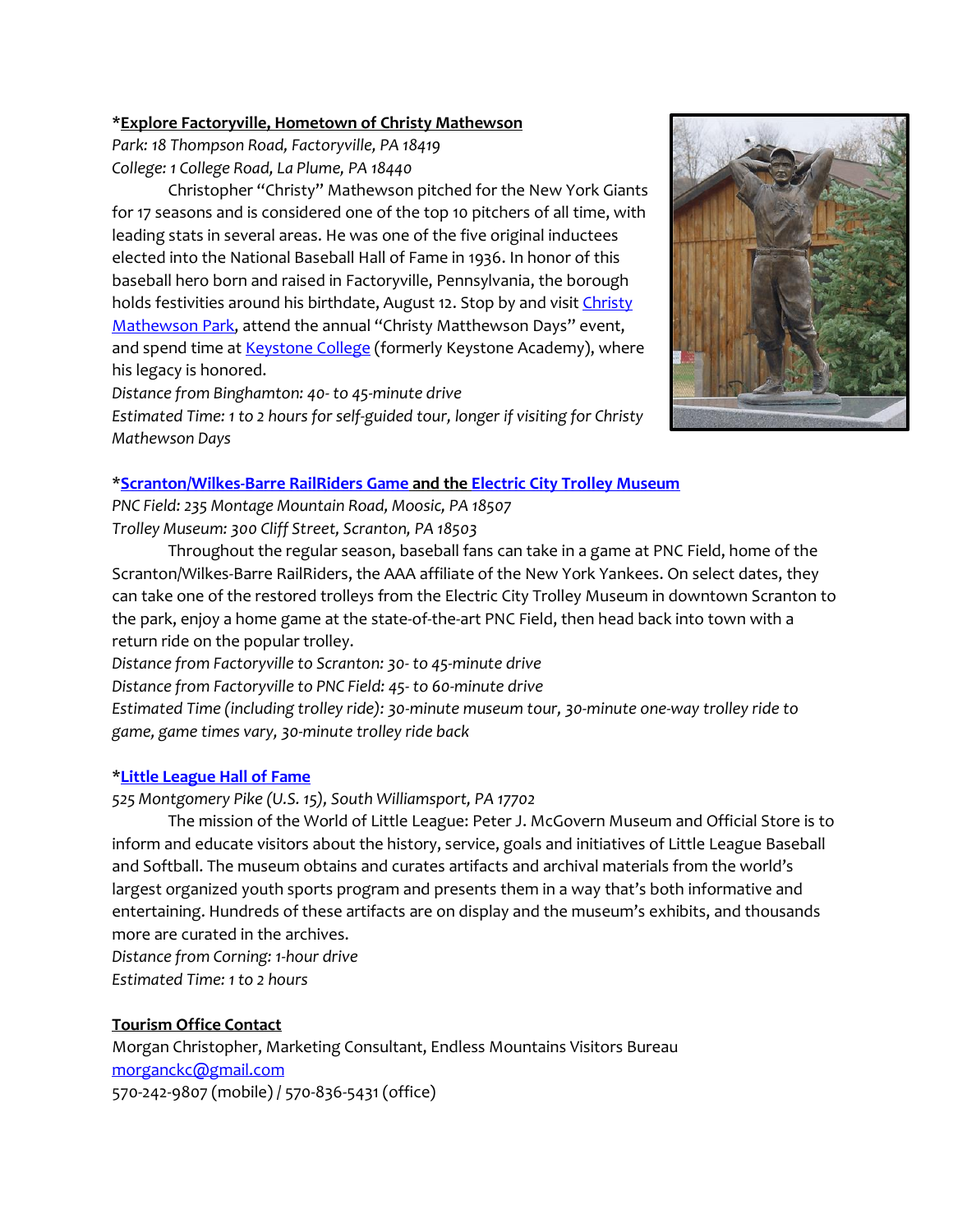**\*Explore Factoryville, Hometown of Christy Mathewson**

*Park: 18 Thompson Road, Factoryville, PA 18419*
*College: 1 College Road, La Plume, PA 18440*

Christopher "Christy" Mathewson pitched for the New York Giants for 17 seasons and is considered one of the top 10 pitchers of all time, with leading stats in several areas. He was one of the five original inductees elected into the National Baseball Hall of Fame in 1936. In honor of this baseball hero born and raised in Factoryville, Pennsylvania, the borough holds festivities around his birthdate, August 12. Stop by and visit Christy Mathewson Park, attend the annual "Christy Matthewson Days" event, and spend time at Keystone College (formerly Keystone Academy), where his legacy is honored.

*Distance from Binghamton: 40- to 45-minute drive*
*Estimated Time: 1 to 2 hours for self-guided tour, longer if visiting for Christy Mathewson Days*

**\*Scranton/Wilkes-Barre RailRiders Game and the Electric City Trolley Museum**

*PNC Field: 235 Montage Mountain Road, Moosic, PA 18507*
*Trolley Museum: 300 Cliff Street, Scranton, PA 18503*

Throughout the regular season, baseball fans can take in a game at PNC Field, home of the Scranton/Wilkes-Barre RailRiders, the AAA affiliate of the New York Yankees. On select dates, they can take one of the restored trolleys from the Electric City Trolley Museum in downtown Scranton to the park, enjoy a home game at the state-of-the-art PNC Field, then head back into town with a return ride on the popular trolley.

*Distance from Factoryville to Scranton: 30- to 45-minute drive*
*Distance from Factoryville to PNC Field: 45- to 60-minute drive*
*Estimated Time (including trolley ride): 30-minute museum tour, 30-minute one-way trolley ride to game, game times vary, 30-minute trolley ride back*

**\*Little League Hall of Fame**

*525 Montgomery Pike (U.S. 15), South Williamsport, PA 17702*

The mission of the World of Little League: Peter J. McGovern Museum and Official Store is to inform and educate visitors about the history, service, goals and initiatives of Little League Baseball and Softball. The museum obtains and curates artifacts and archival materials from the world's largest organized youth sports program and presents them in a way that's both informative and entertaining. Hundreds of these artifacts are on display and the museum's exhibits, and thousands more are curated in the archives.

*Distance from Corning: 1-hour drive*
*Estimated Time: 1 to 2 hours*

**Tourism Office Contact**

Morgan Christopher, Marketing Consultant, Endless Mountains Visitors Bureau
morganckc@gmail.com
570-242-9807 (mobile) / 570-836-5431 (office)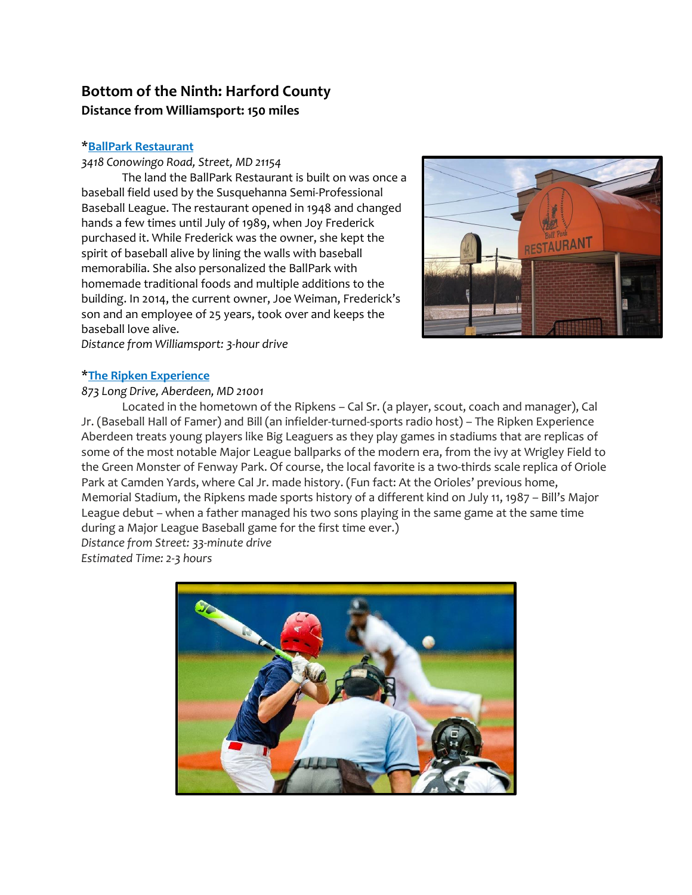## Bottom of the Ninth: Harford County

**Distance from Williamsport: 150 miles**

***BallPark Restaurant**

*3418 Conowingo Road, Street, MD 21154*

The land the BallPark Restaurant is built on was once a baseball field used by the Susquehanna Semi-Professional Baseball League. The restaurant opened in 1948 and changed hands a few times until July of 1989, when Joy Frederick purchased it. While Frederick was the owner, she kept the spirit of baseball alive by lining the walls with baseball memorabilia. She also personalized the BallPark with homemade traditional foods and multiple additions to the building. In 2014, the current owner, Joe Weiman, Frederick's son and an employee of 25 years, took over and keeps the baseball love alive.

*Distance from Williamsport: 3-hour drive*

***The Ripken Experience**

*873 Long Drive, Aberdeen, MD 21001*

Located in the hometown of the Ripkens – Cal Sr. (a player, scout, coach and manager), Cal Jr. (Baseball Hall of Famer) and Bill (an infielder-turned-sports radio host) – The Ripken Experience Aberdeen treats young players like Big Leaguers as they play games in stadiums that are replicas of some of the most notable Major League ballparks of the modern era, from the ivy at Wrigley Field to the Green Monster of Fenway Park. Of course, the local favorite is a two-thirds scale replica of Oriole Park at Camden Yards, where Cal Jr. made history. (Fun fact: At the Orioles' previous home, Memorial Stadium, the Ripkens made sports history of a different kind on July 11, 1987 – Bill's Major League debut – when a father managed his two sons playing in the same game at the same time during a Major League Baseball game for the first time ever.)

*Distance from Street: 33-minute drive*

*Estimated Time: 2-3 hours*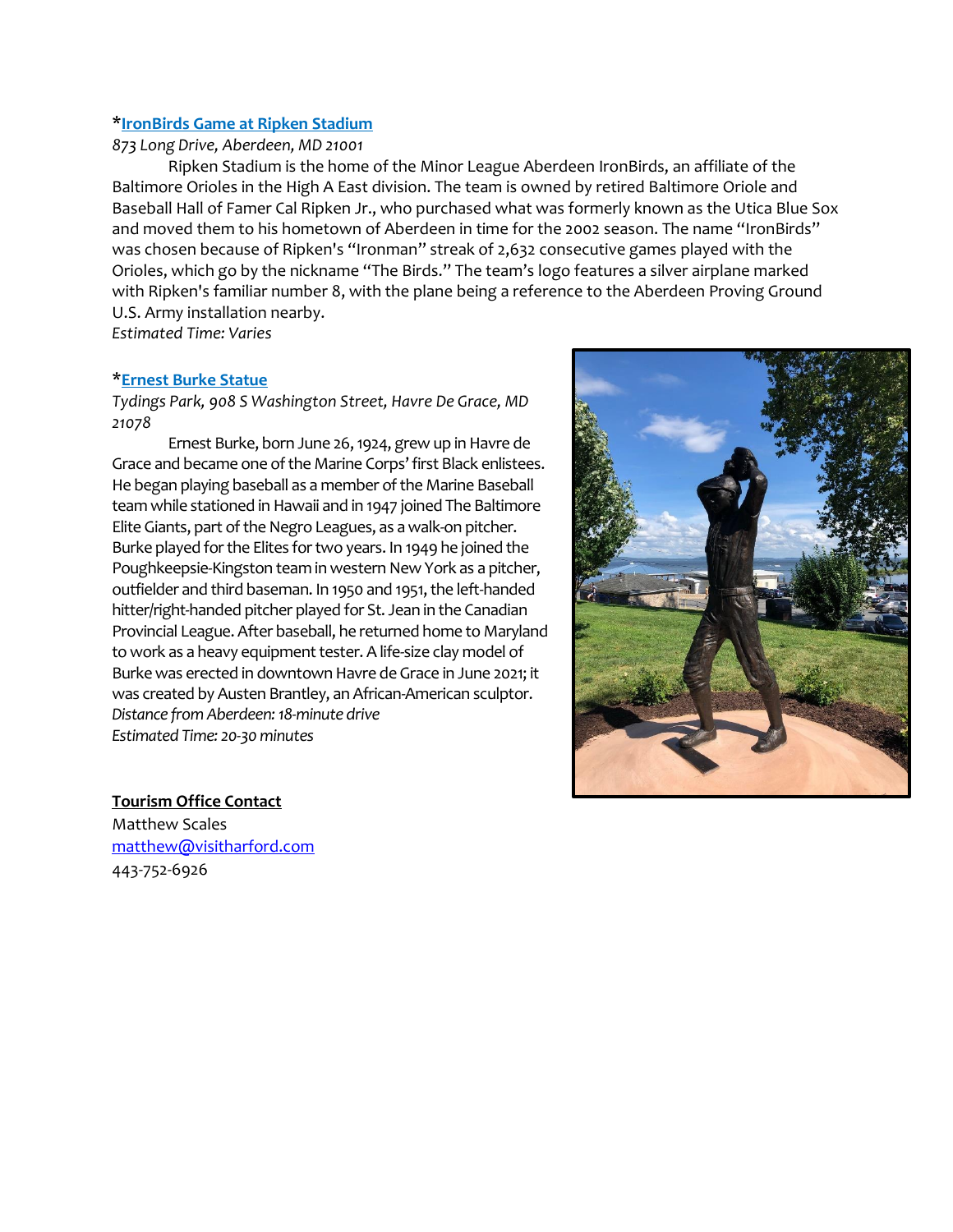*[IronBirds Game at Ripken Stadium]

*873 Long Drive, Aberdeen, MD 21001*

Ripken Stadium is the home of the Minor League Aberdeen IronBirds, an affiliate of the Baltimore Orioles in the High A East division. The team is owned by retired Baltimore Oriole and Baseball Hall of Famer Cal Ripken Jr., who purchased what was formerly known as the Utica Blue Sox and moved them to his hometown of Aberdeen in time for the 2002 season. The name "IronBirds" was chosen because of Ripken's "Ironman" streak of 2,632 consecutive games played with the Orioles, which go by the nickname "The Birds." The team's logo features a silver airplane marked with Ripken's familiar number 8, with the plane being a reference to the Aberdeen Proving Ground U.S. Army installation nearby.

*Estimated Time: Varies*

*[Ernest Burke Statue]

*Tydings Park, 908 S Washington Street, Havre De Grace, MD 21078*

Ernest Burke, born June 26, 1924, grew up in Havre de Grace and became one of the Marine Corps' first Black enlistees. He began playing baseball as a member of the Marine Baseball team while stationed in Hawaii and in 1947 joined The Baltimore Elite Giants, part of the Negro Leagues, as a walk-on pitcher. Burke played for the Elites for two years. In 1949 he joined the Poughkeepsie-Kingston team in western New York as a pitcher, outfielder and third baseman. In 1950 and 1951, the left-handed hitter/right-handed pitcher played for St. Jean in the Canadian Provincial League. After baseball, he returned home to Maryland to work as a heavy equipment tester. A life-size clay model of Burke was erected in downtown Havre de Grace in June 2021; it was created by Austen Brantley, an African-American sculptor.

*Distance from Aberdeen: 18-minute drive*

*Estimated Time: 20-30 minutes*

**Tourism Office Contact**

Matthew Scales

matthew@visitharford.com

443-752-6926